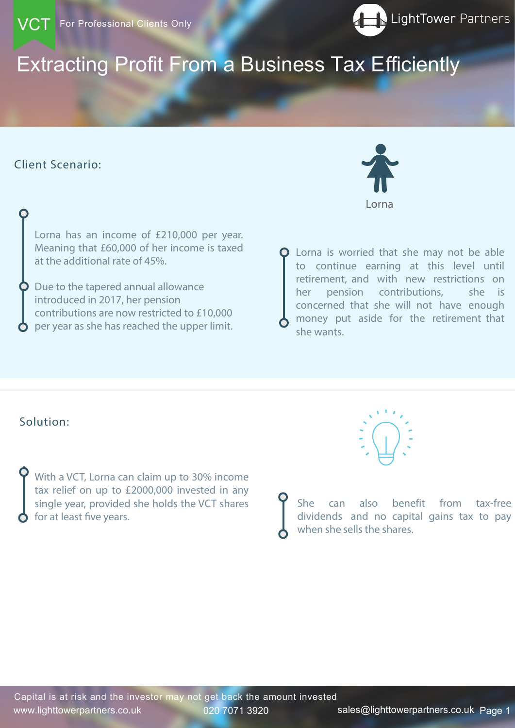VCT For Professional Clients Only

LightTower Partners

# Extracting Profit From a Business Tax Efficiently

## Client Scenario:

Lorna

Lorna has an income of £210,000 per year. Meaning that £60,000 of her income is taxed at the additional rate of 45%.

Due to the tapered annual allowance introduced in 2017, her pension contributions are now restricted to £10,000 per year as she has reached the upper limit.

Lorna is worried that she may not be able to continue earning at this level until retirement, and with new restrictions on her pension contributions, she is concerned that she will not have enough money put aside for the retirement that she wants.

## Solution:

With a VCT, Lorna can claim up to 30% income tax relief on up to £2000,000 invested in any single year, provided she holds the VCT shares for at least five years.

She can also benefit from tax-free dividends and no capital gains tax to pay when she sells the shares.

Capital is at risk and the investor may not get back the amount invested

www.lighttowerpartners.co.uk 020 7071 3920 sales@lighttowerpartners.co.uk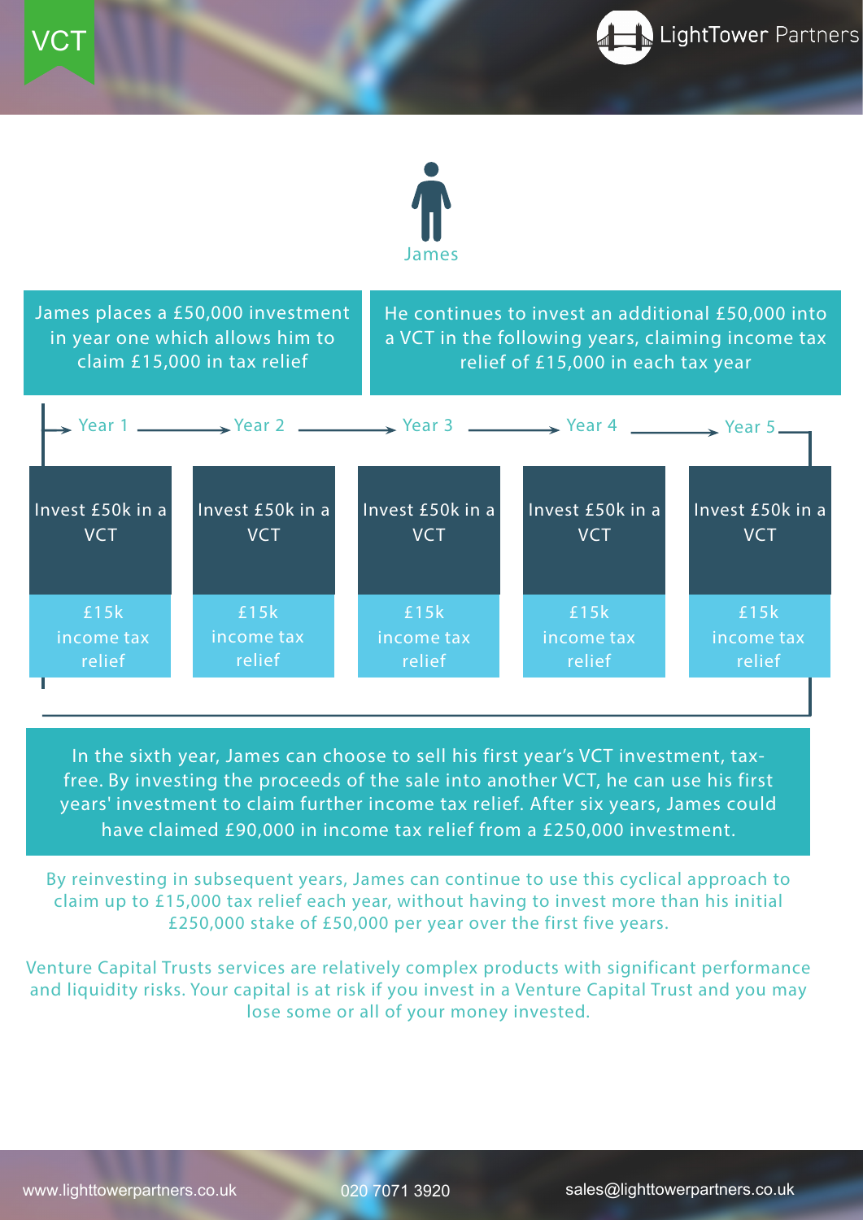VCT

James

James places a £50,000 investment in year one which allows him to claim £15,000 in tax relief

He continues to invest an additional £50,000 into a VCT in the following years, claiming income tax relief of £15,000 in each tax year

| Year 1 | Year 2 | Year 3 | Year 4 | Year 5 |
|---|---|---|---|---|
| Invest £50k in a VCT | Invest £50k in a VCT | Invest £50k in a VCT | Invest £50k in a VCT | Invest £50k in a VCT |
| £15k income tax relief | £15k income tax relief | £15k income tax relief | £15k income tax relief | £15k income tax relief |

In the sixth year, James can choose to sell his first year's VCT investment, tax-free. By investing the proceeds of the sale into another VCT, he can use his first years' investment to claim further income tax relief. After six years, James could have claimed £90,000 in income tax relief from a £250,000 investment.

By reinvesting in subsequent years, James can continue to use this cyclical approach to claim up to £15,000 tax relief each year, without having to invest more than his initial £250,000 stake of £50,000 per year over the first five years.

Venture Capital Trusts services are relatively complex products with significant performance and liquidity risks. Your capital is at risk if you invest in a Venture Capital Trust and you may lose some or all of your money invested.

www.lighttowerpartners.co.uk 020 7071 3920 sales@lighttowerpartners.co.uk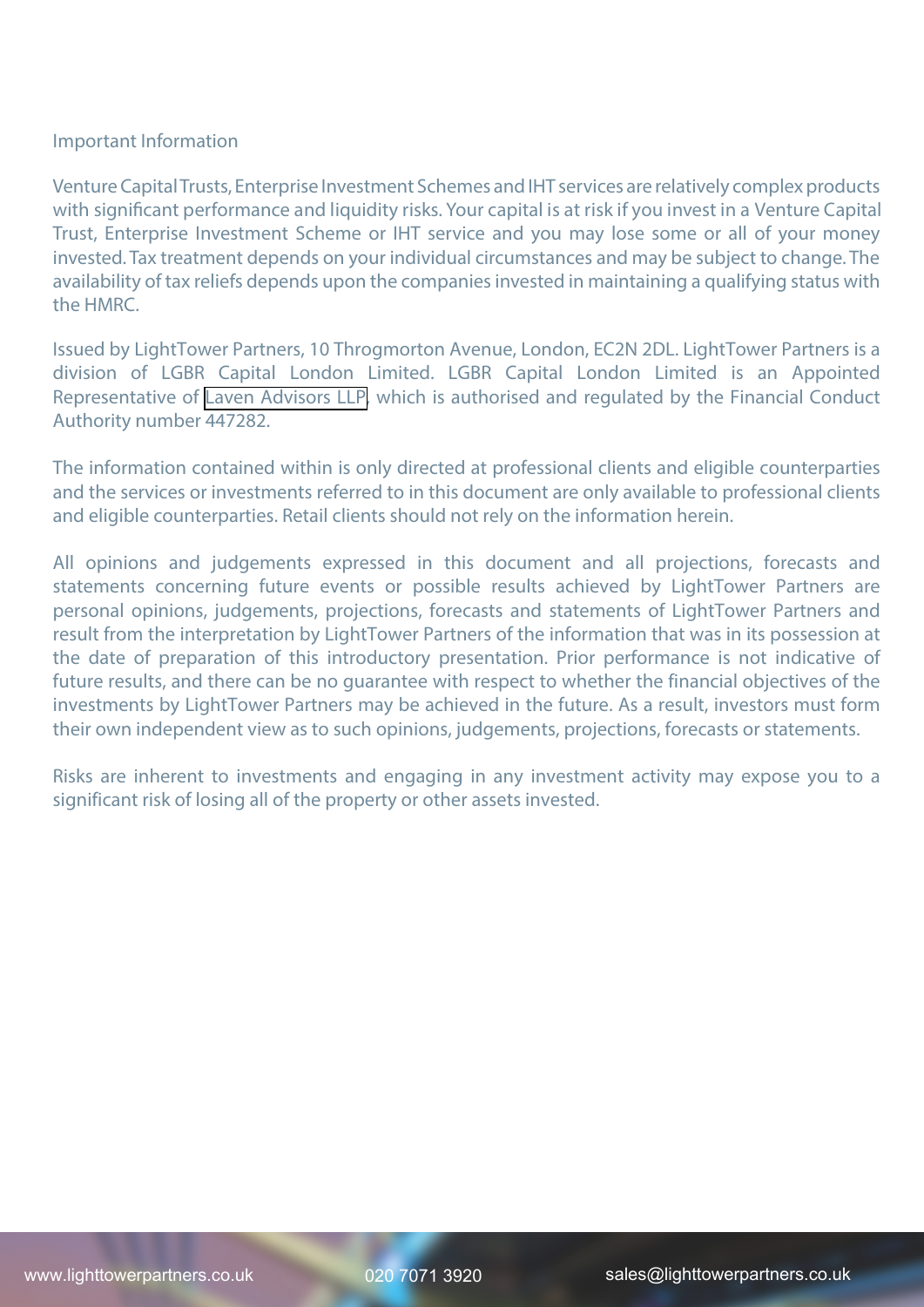## Important Information

Venture Capital Trusts, Enterprise Investment Schemes and IHT services are relatively complex products with significant performance and liquidity risks. Your capital is at risk if you invest in a Venture Capital Trust, Enterprise Investment Scheme or IHT service and you may lose some or all of your money invested. Tax treatment depends on your individual circumstances and may be subject to change. The availability of tax reliefs depends upon the companies invested in maintaining a qualifying status with the HMRC.

Issued by LightTower Partners, 10 Throgmorton Avenue, London, EC2N 2DL. LightTower Partners is a division of LGBR Capital London Limited. LGBR Capital London Limited is an Appointed Representative of Laven Advisors LLP, which is authorised and regulated by the Financial Conduct Authority number 447282.

The information contained within is only directed at professional clients and eligible counterparties and the services or investments referred to in this document are only available to professional clients and eligible counterparties. Retail clients should not rely on the information herein.

All opinions and judgements expressed in this document and all projections, forecasts and statements concerning future events or possible results achieved by LightTower Partners are personal opinions, judgements, projections, forecasts and statements of LightTower Partners and result from the interpretation by LightTower Partners of the information that was in its possession at the date of preparation of this introductory presentation. Prior performance is not indicative of future results, and there can be no guarantee with respect to whether the financial objectives of the investments by LightTower Partners may be achieved in the future. As a result, investors must form their own independent view as to such opinions, judgements, projections, forecasts or statements.

Risks are inherent to investments and engaging in any investment activity may expose you to a significant risk of losing all of the property or other assets invested.

www.lighttowerpartners.co.uk 020 7071 3920 sales@lighttowerpartners.co.uk